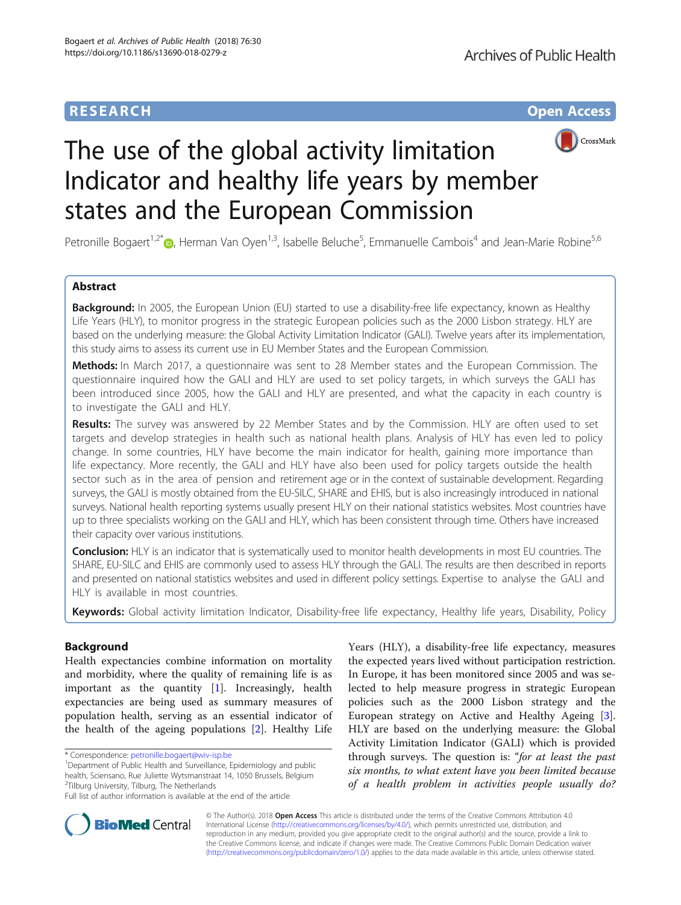RESEARCH

Open Access

# The use of the global activity limitation Indicator and healthy life years by member states and the European Commission

Petronille Bogaert[1,2*], Herman Van Oyen[1,3], Isabelle Beluche[5], Emmanuelle Cambois[4] and Jean-Marie Robine[5,6]

## Abstract

**Background:** In 2005, the European Union (EU) started to use a disability-free life expectancy, known as Healthy Life Years (HLY), to monitor progress in the strategic European policies such as the 2000 Lisbon strategy. HLY are based on the underlying measure: the Global Activity Limitation Indicator (GALI). Twelve years after its implementation, this study aims to assess its current use in EU Member States and the European Commission.

**Methods:** In March 2017, a questionnaire was sent to 28 Member states and the European Commission. The questionnaire inquired how the GALI and HLY are used to set policy targets, in which surveys the GALI has been introduced since 2005, how the GALI and HLY are presented, and what the capacity in each country is to investigate the GALI and HLY.

**Results:** The survey was answered by 22 Member States and by the Commission. HLY are often used to set targets and develop strategies in health such as national health plans. Analysis of HLY has even led to policy change. In some countries, HLY have become the main indicator for health, gaining more importance than life expectancy. More recently, the GALI and HLY have also been used for policy targets outside the health sector such as in the area of pension and retirement age or in the context of sustainable development. Regarding surveys, the GALI is mostly obtained from the EU-SILC, SHARE and EHIS, but is also increasingly introduced in national surveys. National health reporting systems usually present HLY on their national statistics websites. Most countries have up to three specialists working on the GALI and HLY, which has been consistent through time. Others have increased their capacity over various institutions.

**Conclusion:** HLY is an indicator that is systematically used to monitor health developments in most EU countries. The SHARE, EU-SILC and EHIS are commonly used to assess HLY through the GALI. The results are then described in reports and presented on national statistics websites and used in different policy settings. Expertise to analyse the GALI and HLY is available in most countries.

**Keywords:** Global activity limitation Indicator, Disability-free life expectancy, Healthy life years, Disability, Policy

## Background

Health expectancies combine information on mortality and morbidity, where the quality of remaining life is as important as the quantity [1]. Increasingly, health expectancies are being used as summary measures of population health, serving as an essential indicator of the health of the ageing populations [2]. Healthy Life Years (HLY), a disability-free life expectancy, measures the expected years lived without participation restriction. In Europe, it has been monitored since 2005 and was selected to help measure progress in strategic European policies such as the 2000 Lisbon strategy and the European strategy on Active and Healthy Ageing [3]. HLY are based on the underlying measure: the Global Activity Limitation Indicator (GALI) which is provided through surveys. The question is: "*for at least the past six months, to what extent have you been limited because of a health problem in activities people usually do?*

\* Correspondence: petronille.bogaert@wiv-isp.be
[1]Department of Public Health and Surveillance, Epidemiology and public health, Sciensano, Rue Juliette Wytsmanstraat 14, 1050 Brussels, Belgium
[2]Tilburg University, Tilburg, The Netherlands
Full list of author information is available at the end of the article

© The Author(s). 2018 **Open Access** This article is distributed under the terms of the Creative Commons Attribution 4.0 International License (http://creativecommons.org/licenses/by/4.0/), which permits unrestricted use, distribution, and reproduction in any medium, provided you give appropriate credit to the original author(s) and the source, provide a link to the Creative Commons license, and indicate if changes were made. The Creative Commons Public Domain Dedication waiver (http://creativecommons.org/publicdomain/zero/1.0/) applies to the data made available in this article, unless otherwise stated.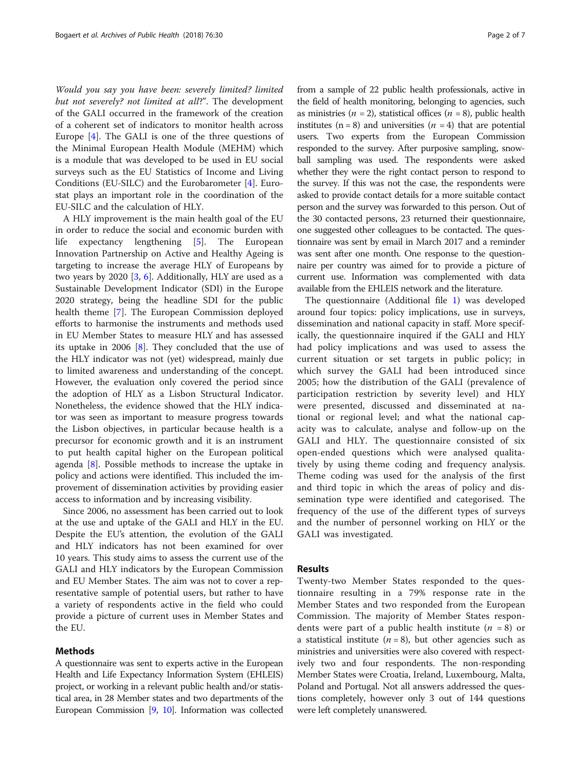*Would you say you have been: severely limited? limited but not severely? not limited at all?*". The development of the GALI occurred in the framework of the creation of a coherent set of indicators to monitor health across Europe [4]. The GALI is one of the three questions of the Minimal European Health Module (MEHM) which is a module that was developed to be used in EU social surveys such as the EU Statistics of Income and Living Conditions (EU-SILC) and the Eurobarometer [4]. Eurostat plays an important role in the coordination of the EU-SILC and the calculation of HLY.

A HLY improvement is the main health goal of the EU in order to reduce the social and economic burden with life expectancy lengthening [5]. The European Innovation Partnership on Active and Healthy Ageing is targeting to increase the average HLY of Europeans by two years by 2020 [3, 6]. Additionally, HLY are used as a Sustainable Development Indicator (SDI) in the Europe 2020 strategy, being the headline SDI for the public health theme [7]. The European Commission deployed efforts to harmonise the instruments and methods used in EU Member States to measure HLY and has assessed its uptake in 2006 [8]. They concluded that the use of the HLY indicator was not (yet) widespread, mainly due to limited awareness and understanding of the concept. However, the evaluation only covered the period since the adoption of HLY as a Lisbon Structural Indicator. Nonetheless, the evidence showed that the HLY indicator was seen as important to measure progress towards the Lisbon objectives, in particular because health is a precursor for economic growth and it is an instrument to put health capital higher on the European political agenda [8]. Possible methods to increase the uptake in policy and actions were identified. This included the improvement of dissemination activities by providing easier access to information and by increasing visibility.

Since 2006, no assessment has been carried out to look at the use and uptake of the GALI and HLY in the EU. Despite the EU's attention, the evolution of the GALI and HLY indicators has not been examined for over 10 years. This study aims to assess the current use of the GALI and HLY indicators by the European Commission and EU Member States. The aim was not to cover a representative sample of potential users, but rather to have a variety of respondents active in the field who could provide a picture of current uses in Member States and the EU.

## Methods

A questionnaire was sent to experts active in the European Health and Life Expectancy Information System (EHLEIS) project, or working in a relevant public health and/or statistical area, in 28 Member states and two departments of the European Commission [9, 10]. Information was collected from a sample of 22 public health professionals, active in the field of health monitoring, belonging to agencies, such as ministries ($n = 2$), statistical offices ($n = 8$), public health institutes ($n = 8$) and universities ($n = 4$) that are potential users. Two experts from the European Commission responded to the survey. After purposive sampling, snowball sampling was used. The respondents were asked whether they were the right contact person to respond to the survey. If this was not the case, the respondents were asked to provide contact details for a more suitable contact person and the survey was forwarded to this person. Out of the 30 contacted persons, 23 returned their questionnaire, one suggested other colleagues to be contacted. The questionnaire was sent by email in March 2017 and a reminder was sent after one month. One response to the questionnaire per country was aimed for to provide a picture of current use. Information was complemented with data available from the EHLEIS network and the literature.

The questionnaire (Additional file 1) was developed around four topics: policy implications, use in surveys, dissemination and national capacity in staff. More specifically, the questionnaire inquired if the GALI and HLY had policy implications and was used to assess the current situation or set targets in public policy; in which survey the GALI had been introduced since 2005; how the distribution of the GALI (prevalence of participation restriction by severity level) and HLY were presented, discussed and disseminated at national or regional level; and what the national capacity was to calculate, analyse and follow-up on the GALI and HLY. The questionnaire consisted of six open-ended questions which were analysed qualitatively by using theme coding and frequency analysis. Theme coding was used for the analysis of the first and third topic in which the areas of policy and dissemination type were identified and categorised. The frequency of the use of the different types of surveys and the number of personnel working on HLY or the GALI was investigated.

## Results

Twenty-two Member States responded to the questionnaire resulting in a 79% response rate in the Member States and two responded from the European Commission. The majority of Member States respondents were part of a public health institute ($n = 8$) or a statistical institute ($n = 8$), but other agencies such as ministries and universities were also covered with respectively two and four respondents. The non-responding Member States were Croatia, Ireland, Luxembourg, Malta, Poland and Portugal. Not all answers addressed the questions completely, however only 3 out of 144 questions were left completely unanswered.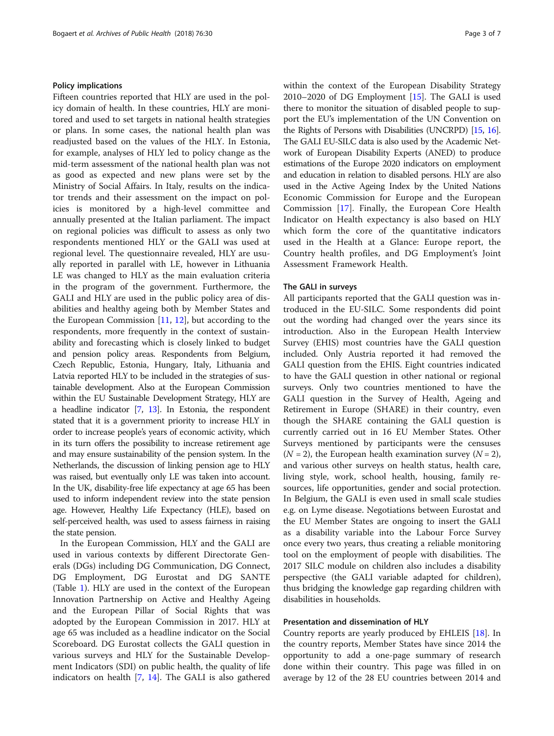### Policy implications

Fifteen countries reported that HLY are used in the policy domain of health. In these countries, HLY are monitored and used to set targets in national health strategies or plans. In some cases, the national health plan was readjusted based on the values of the HLY. In Estonia, for example, analyses of HLY led to policy change as the mid-term assessment of the national health plan was not as good as expected and new plans were set by the Ministry of Social Affairs. In Italy, results on the indicator trends and their assessment on the impact on policies is monitored by a high-level committee and annually presented at the Italian parliament. The impact on regional policies was difficult to assess as only two respondents mentioned HLY or the GALI was used at regional level. The questionnaire revealed, HLY are usually reported in parallel with LE, however in Lithuania LE was changed to HLY as the main evaluation criteria in the program of the government. Furthermore, the GALI and HLY are used in the public policy area of disabilities and healthy ageing both by Member States and the European Commission [11, 12], but according to the respondents, more frequently in the context of sustainability and forecasting which is closely linked to budget and pension policy areas. Respondents from Belgium, Czech Republic, Estonia, Hungary, Italy, Lithuania and Latvia reported HLY to be included in the strategies of sustainable development. Also at the European Commission within the EU Sustainable Development Strategy, HLY are a headline indicator [7, 13]. In Estonia, the respondent stated that it is a government priority to increase HLY in order to increase people's years of economic activity, which in its turn offers the possibility to increase retirement age and may ensure sustainability of the pension system. In the Netherlands, the discussion of linking pension age to HLY was raised, but eventually only LE was taken into account. In the UK, disability-free life expectancy at age 65 has been used to inform independent review into the state pension age. However, Healthy Life Expectancy (HLE), based on self-perceived health, was used to assess fairness in raising the state pension.

In the European Commission, HLY and the GALI are used in various contexts by different Directorate Generals (DGs) including DG Communication, DG Connect, DG Employment, DG Eurostat and DG SANTE (Table 1). HLY are used in the context of the European Innovation Partnership on Active and Healthy Ageing and the European Pillar of Social Rights that was adopted by the European Commission in 2017. HLY at age 65 was included as a headline indicator on the Social Scoreboard. DG Eurostat collects the GALI question in various surveys and HLY for the Sustainable Development Indicators (SDI) on public health, the quality of life indicators on health [7, 14]. The GALI is also gathered within the context of the European Disability Strategy 2010–2020 of DG Employment [15]. The GALI is used there to monitor the situation of disabled people to support the EU's implementation of the UN Convention on the Rights of Persons with Disabilities (UNCRPD) [15, 16]. The GALI EU-SILC data is also used by the Academic Network of European Disability Experts (ANED) to produce estimations of the Europe 2020 indicators on employment and education in relation to disabled persons. HLY are also used in the Active Ageing Index by the United Nations Economic Commission for Europe and the European Commission [17]. Finally, the European Core Health Indicator on Health expectancy is also based on HLY which form the core of the quantitative indicators used in the Health at a Glance: Europe report, the Country health profiles, and DG Employment's Joint Assessment Framework Health.

### The GALI in surveys

All participants reported that the GALI question was introduced in the EU-SILC. Some respondents did point out the wording had changed over the years since its introduction. Also in the European Health Interview Survey (EHIS) most countries have the GALI question included. Only Austria reported it had removed the GALI question from the EHIS. Eight countries indicated to have the GALI question in other national or regional surveys. Only two countries mentioned to have the GALI question in the Survey of Health, Ageing and Retirement in Europe (SHARE) in their country, even though the SHARE containing the GALI question is currently carried out in 16 EU Member States. Other Surveys mentioned by participants were the censuses ($N = 2$), the European health examination survey ($N = 2$), and various other surveys on health status, health care, living style, work, school health, housing, family resources, life opportunities, gender and social protection. In Belgium, the GALI is even used in small scale studies e.g. on Lyme disease. Negotiations between Eurostat and the EU Member States are ongoing to insert the GALI as a disability variable into the Labour Force Survey once every two years, thus creating a reliable monitoring tool on the employment of people with disabilities. The 2017 SILC module on children also includes a disability perspective (the GALI variable adapted for children), thus bridging the knowledge gap regarding children with disabilities in households.

### Presentation and dissemination of HLY

Country reports are yearly produced by EHLEIS [18]. In the country reports, Member States have since 2014 the opportunity to add a one-page summary of research done within their country. This page was filled in on average by 12 of the 28 EU countries between 2014 and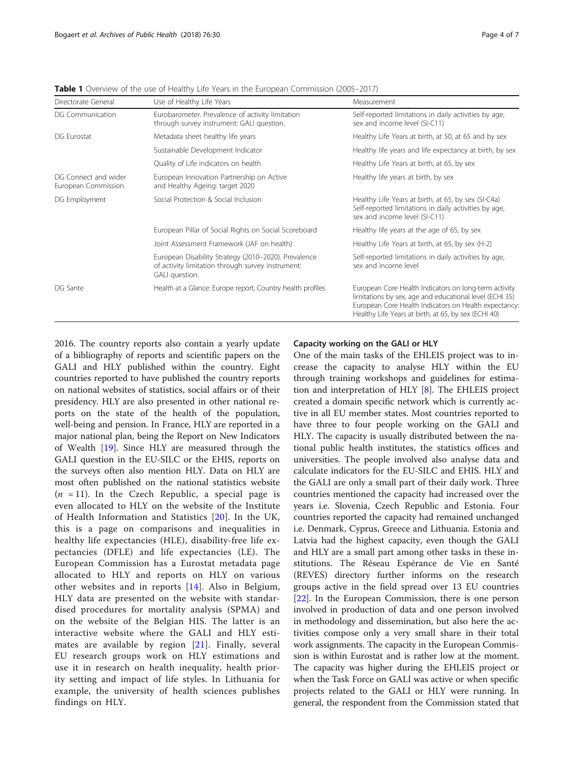**Table 1** Overview of the use of Healthy Life Years in the European Commission (2005–2017)

| Directorate General | Use of Healthy Life Years | Measurement |
| --- | --- | --- |
| DG Communication | Eurobarometer. Prevalence of activity limitation through survey instrument: GALI question. | Self-reported limitations in daily activities by age, sex and income level (SI-C11) |
| DG Eurostat | Metadata sheet healthy life years | Healthy Life Years at birth, at 50, at 65 and by sex |
| | Sustainable Development Indicator | Healthy life years and life expectancy at birth, by sex |
| | Quality of Life indicators on health | Healthy Life Years at birth, at 65, by sex |
| DG Connect and wider European Commission | European Innovation Partnership on Active and Healthy Ageing: target 2020 | Healthy life years at birth, by sex |
| DG Employment | Social Protection & Social Inclusion | Healthy Life Years at birth, at 65, by sex (SI-C4a) Self-reported limitations in daily activities by age, sex and income level (SI-C11) |
| | European Pillar of Social Rights on Social Scoreboard | Healthy life years at the age of 65, by sex |
| | Joint Assessment Framework (JAF on health) | Healthy Life Years at birth, at 65, by sex (H-2) |
| | European Disability Strategy (2010–2020). Prevalence of activity limitation through survey instrument: GALI question. | Self-reported limitations in daily activities by age, sex and income level |
| DG Sante | Health at a Glance: Europe report, Country health profiles | European Core Health Indicators on long-term activity limitations by sex, age and educational level (ECHI 35) European Core Health Indicators on Health expectancy: Healthy Life Years at birth, at 65, by sex (ECHI 40) |

2016. The country reports also contain a yearly update of a bibliography of reports and scientific papers on the GALI and HLY published within the country. Eight countries reported to have published the country reports on national websites of statistics, social affairs or of their presidency. HLY are also presented in other national reports on the state of the health of the population, well-being and pension. In France, HLY are reported in a major national plan, being the Report on New Indicators of Wealth [19]. Since HLY are measured through the GALI question in the EU-SILC or the EHIS, reports on the surveys often also mention HLY. Data on HLY are most often published on the national statistics website ($n$ = 11). In the Czech Republic, a special page is even allocated to HLY on the website of the Institute of Health Information and Statistics [20]. In the UK, this is a page on comparisons and inequalities in healthy life expectancies (HLE), disability-free life expectancies (DFLE) and life expectancies (LE). The European Commission has a Eurostat metadata page allocated to HLY and reports on HLY on various other websites and in reports [14]. Also in Belgium, HLY data are presented on the website with standardised procedures for mortality analysis (SPMA) and on the website of the Belgian HIS. The latter is an interactive website where the GALI and HLY estimates are available by region [21]. Finally, several EU research groups work on HLY estimations and use it in research on health inequality, health priority setting and impact of life styles. In Lithuania for example, the university of health sciences publishes findings on HLY.

### Capacity working on the GALI or HLY

One of the main tasks of the EHLEIS project was to increase the capacity to analyse HLY within the EU through training workshops and guidelines for estimation and interpretation of HLY [8]. The EHLEIS project created a domain specific network which is currently active in all EU member states. Most countries reported to have three to four people working on the GALI and HLY. The capacity is usually distributed between the national public health institutes, the statistics offices and universities. The people involved also analyse data and calculate indicators for the EU-SILC and EHIS. HLY and the GALI are only a small part of their daily work. Three countries mentioned the capacity had increased over the years i.e. Slovenia, Czech Republic and Estonia. Four countries reported the capacity had remained unchanged i.e. Denmark, Cyprus, Greece and Lithuania. Estonia and Latvia had the highest capacity, even though the GALI and HLY are a small part among other tasks in these institutions. The Réseau Espérance de Vie en Santé (REVES) directory further informs on the research groups active in the field spread over 13 EU countries [22]. In the European Commission, there is one person involved in production of data and one person involved in methodology and dissemination, but also here the activities compose only a very small share in their total work assignments. The capacity in the European Commission is within Eurostat and is rather low at the moment. The capacity was higher during the EHLEIS project or when the Task Force on GALI was active or when specific projects related to the GALI or HLY were running. In general, the respondent from the Commission stated that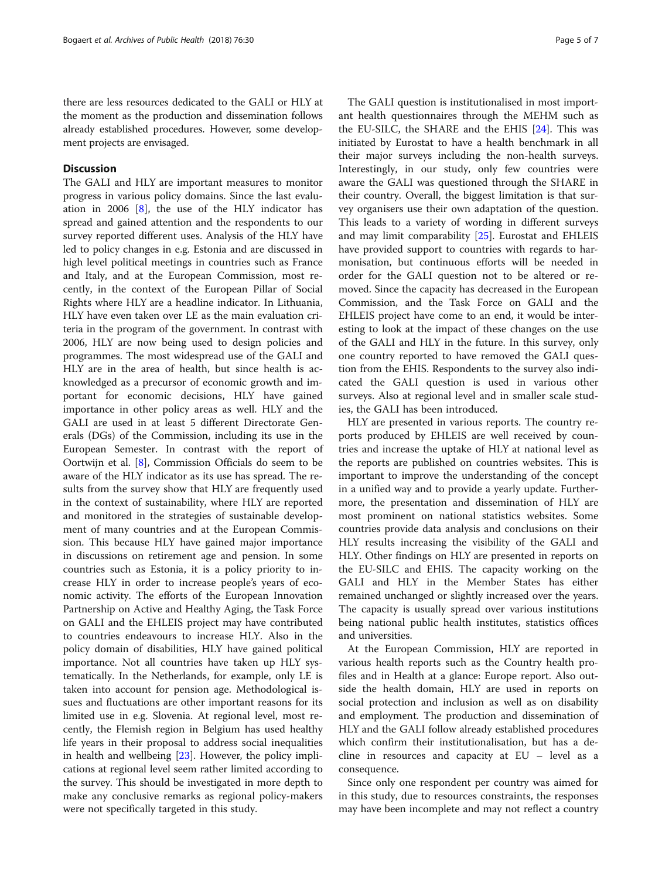there are less resources dedicated to the GALI or HLY at the moment as the production and dissemination follows already established procedures. However, some development projects are envisaged.

## Discussion

The GALI and HLY are important measures to monitor progress in various policy domains. Since the last evaluation in 2006 [8], the use of the HLY indicator has spread and gained attention and the respondents to our survey reported different uses. Analysis of the HLY have led to policy changes in e.g. Estonia and are discussed in high level political meetings in countries such as France and Italy, and at the European Commission, most recently, in the context of the European Pillar of Social Rights where HLY are a headline indicator. In Lithuania, HLY have even taken over LE as the main evaluation criteria in the program of the government. In contrast with 2006, HLY are now being used to design policies and programmes. The most widespread use of the GALI and HLY are in the area of health, but since health is acknowledged as a precursor of economic growth and important for economic decisions, HLY have gained importance in other policy areas as well. HLY and the GALI are used in at least 5 different Directorate Generals (DGs) of the Commission, including its use in the European Semester. In contrast with the report of Oortwijn et al. [8], Commission Officials do seem to be aware of the HLY indicator as its use has spread. The results from the survey show that HLY are frequently used in the context of sustainability, where HLY are reported and monitored in the strategies of sustainable development of many countries and at the European Commission. This because HLY have gained major importance in discussions on retirement age and pension. In some countries such as Estonia, it is a policy priority to increase HLY in order to increase people's years of economic activity. The efforts of the European Innovation Partnership on Active and Healthy Aging, the Task Force on GALI and the EHLEIS project may have contributed to countries endeavours to increase HLY. Also in the policy domain of disabilities, HLY have gained political importance. Not all countries have taken up HLY systematically. In the Netherlands, for example, only LE is taken into account for pension age. Methodological issues and fluctuations are other important reasons for its limited use in e.g. Slovenia. At regional level, most recently, the Flemish region in Belgium has used healthy life years in their proposal to address social inequalities in health and wellbeing [23]. However, the policy implications at regional level seem rather limited according to the survey. This should be investigated in more depth to make any conclusive remarks as regional policy-makers were not specifically targeted in this study.

The GALI question is institutionalised in most important health questionnaires through the MEHM such as the EU-SILC, the SHARE and the EHIS [24]. This was initiated by Eurostat to have a health benchmark in all their major surveys including the non-health surveys. Interestingly, in our study, only few countries were aware the GALI was questioned through the SHARE in their country. Overall, the biggest limitation is that survey organisers use their own adaptation of the question. This leads to a variety of wording in different surveys and may limit comparability [25]. Eurostat and EHLEIS have provided support to countries with regards to harmonisation, but continuous efforts will be needed in order for the GALI question not to be altered or removed. Since the capacity has decreased in the European Commission, and the Task Force on GALI and the EHLEIS project have come to an end, it would be interesting to look at the impact of these changes on the use of the GALI and HLY in the future. In this survey, only one country reported to have removed the GALI question from the EHIS. Respondents to the survey also indicated the GALI question is used in various other surveys. Also at regional level and in smaller scale studies, the GALI has been introduced.

HLY are presented in various reports. The country reports produced by EHLEIS are well received by countries and increase the uptake of HLY at national level as the reports are published on countries websites. This is important to improve the understanding of the concept in a unified way and to provide a yearly update. Furthermore, the presentation and dissemination of HLY are most prominent on national statistics websites. Some countries provide data analysis and conclusions on their HLY results increasing the visibility of the GALI and HLY. Other findings on HLY are presented in reports on the EU-SILC and EHIS. The capacity working on the GALI and HLY in the Member States has either remained unchanged or slightly increased over the years. The capacity is usually spread over various institutions being national public health institutes, statistics offices and universities.

At the European Commission, HLY are reported in various health reports such as the Country health profiles and in Health at a glance: Europe report. Also outside the health domain, HLY are used in reports on social protection and inclusion as well as on disability and employment. The production and dissemination of HLY and the GALI follow already established procedures which confirm their institutionalisation, but has a decline in resources and capacity at EU – level as a consequence.

Since only one respondent per country was aimed for in this study, due to resources constraints, the responses may have been incomplete and may not reflect a country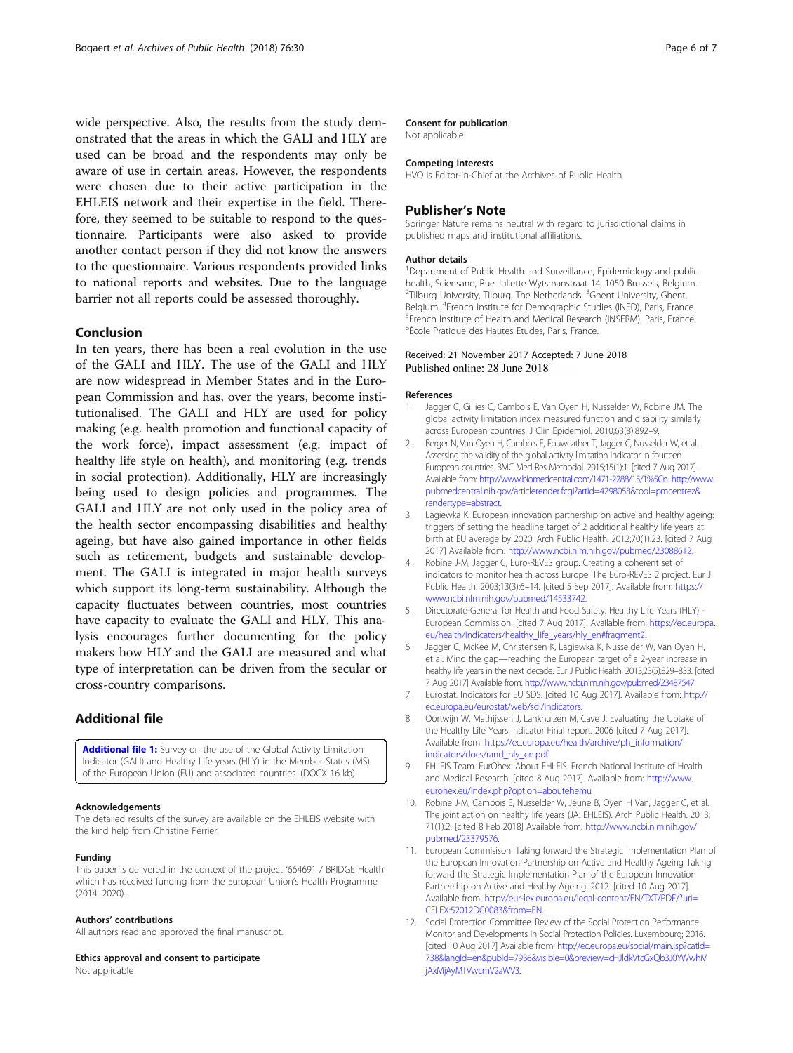wide perspective. Also, the results from the study demonstrated that the areas in which the GALI and HLY are used can be broad and the respondents may only be aware of use in certain areas. However, the respondents were chosen due to their active participation in the EHLEIS network and their expertise in the field. Therefore, they seemed to be suitable to respond to the questionnaire. Participants were also asked to provide another contact person if they did not know the answers to the questionnaire. Various respondents provided links to national reports and websites. Due to the language barrier not all reports could be assessed thoroughly.

## Conclusion

In ten years, there has been a real evolution in the use of the GALI and HLY. The use of the GALI and HLY are now widespread in Member States and in the European Commission and has, over the years, become institutionalised. The GALI and HLY are used for policy making (e.g. health promotion and functional capacity of the work force), impact assessment (e.g. impact of healthy life style on health), and monitoring (e.g. trends in social protection). Additionally, HLY are increasingly being used to design policies and programmes. The GALI and HLY are not only used in the policy area of the health sector encompassing disabilities and healthy ageing, but have also gained importance in other fields such as retirement, budgets and sustainable development. The GALI is integrated in major health surveys which support its long-term sustainability. Although the capacity fluctuates between countries, most countries have capacity to evaluate the GALI and HLY. This analysis encourages further documenting for the policy makers how HLY and the GALI are measured and what type of interpretation can be driven from the secular or cross-country comparisons.

## Additional file

**Additional file 1:** Survey on the use of the Global Activity Limitation Indicator (GALI) and Healthy Life years (HLY) in the Member States (MS) of the European Union (EU) and associated countries. (DOCX 16 kb)

### Acknowledgements

The detailed results of the survey are available on the EHLEIS website with the kind help from Christine Perrier.

### Funding

This paper is delivered in the context of the project '664691 / BRIDGE Health' which has received funding from the European Union's Health Programme (2014–2020).

### Authors' contributions

All authors read and approved the final manuscript.

### Ethics approval and consent to participate

Not applicable

### Consent for publication

Not applicable

### Competing interests

HVO is Editor-in-Chief at the Archives of Public Health.

## Publisher's Note

Springer Nature remains neutral with regard to jurisdictional claims in published maps and institutional affiliations.

### Author details

[1]Department of Public Health and Surveillance, Epidemiology and public health, Sciensano, Rue Juliette Wytsmanstraat 14, 1050 Brussels, Belgium. [2]Tilburg University, Tilburg, The Netherlands. [3]Ghent University, Ghent, Belgium. [4]French Institute for Demographic Studies (INED), Paris, France. [5]French Institute of Health and Medical Research (INSERM), Paris, France. [6]École Pratique des Hautes Études, Paris, France.

Received: 21 November 2017 Accepted: 7 June 2018
Published online: 28 June 2018

### References

1. Jagger C, Gillies C, Cambois E, Van Oyen H, Nusselder W, Robine JM. The global activity limitation index measured function and disability similarly across European countries. J Clin Epidemiol. 2010;63(8):892–9.
2. Berger N, Van Oyen H, Cambois E, Fouweather T, Jagger C, Nusselder W, et al. Assessing the validity of the global activity limitation Indicator in fourteen European countries. BMC Med Res Methodol. 2015;15(1):1. [cited 7 Aug 2017]. Available from: http://www.biomedcentral.com/1471-2288/15/1%5Cn. http://www.pubmedcentral.nih.gov/articlerender.fcgi?artid=4298058&tool=pmcentrez&rendertype=abstract.
3. Lagiewka K. European innovation partnership on active and healthy ageing: triggers of setting the headline target of 2 additional healthy life years at birth at EU average by 2020. Arch Public Health. 2012;70(1):23. [cited 7 Aug 2017] Available from: http://www.ncbi.nlm.nih.gov/pubmed/23088612.
4. Robine J-M, Jagger C, Euro-REVES group. Creating a coherent set of indicators to monitor health across Europe. The Euro-REVES 2 project. Eur J Public Health. 2003;13(3):6–14. [cited 5 Sep 2017]. Available from: https://www.ncbi.nlm.nih.gov/pubmed/14533742.
5. Directorate-General for Health and Food Safety. Healthy Life Years (HLY) - European Commission. [cited 7 Aug 2017]. Available from: https://ec.europa.eu/health/indicators/healthy_life_years/hly_en#fragment2.
6. Jagger C, McKee M, Christensen K, Lagiewka K, Nusselder W, Van Oyen H, et al. Mind the gap—reaching the European target of a 2-year increase in healthy life years in the next decade. Eur J Public Health. 2013;23(5):829–833. [cited 7 Aug 2017] Available from: http://www.ncbi.nlm.nih.gov/pubmed/23487547.
7. Eurostat. Indicators for EU SDS. [cited 10 Aug 2017]. Available from: http://ec.europa.eu/eurostat/web/sdi/indicators.
8. Oortwijn W, Mathijssen J, Lankhuizen M, Cave J. Evaluating the Uptake of the Healthy Life Years Indicator Final report. 2006 [cited 7 Aug 2017]. Available from: https://ec.europa.eu/health/archive/ph_information/indicators/docs/rand_hly_en.pdf.
9. EHLEIS Team. EurOhex. About EHLEIS. French National Institute of Health and Medical Research. [cited 8 Aug 2017]. Available from: http://www.eurohex.eu/index.php?option=abouteheмu
10. Robine J-M, Cambois E, Nusselder W, Jeune B, Oyen H Van, Jagger C, et al. The joint action on healthy life years (JA: EHLEIS). Arch Public Health. 2013;71(1):2. [cited 8 Feb 2018] Available from: http://www.ncbi.nlm.nih.gov/pubmed/23379576.
11. European Commision. Taking forward the Strategic Implementation Plan of the European Innovation Partnership on Active and Healthy Ageing Taking forward the Strategic Implementation Plan of the European Innovation Partnership on Active and Healthy Ageing. 2012. [cited 10 Aug 2017]. Available from: http://eur-lex.europa.eu/legal-content/EN/TXT/PDF/?uri=CELEX:52012DC0083&from=EN.
12. Social Protection Committee. Review of the Social Protection Performance Monitor and Developments in Social Protection Policies. Luxembourg; 2016. [cited 10 Aug 2017] Available from: http://ec.europa.eu/social/main.jsp?catId=738&langId=en&pubId=7936&visible=0&preview=cHJldkVtcGxQb3J0YWwhMjAxMjAyMTVwcmV2aWV3.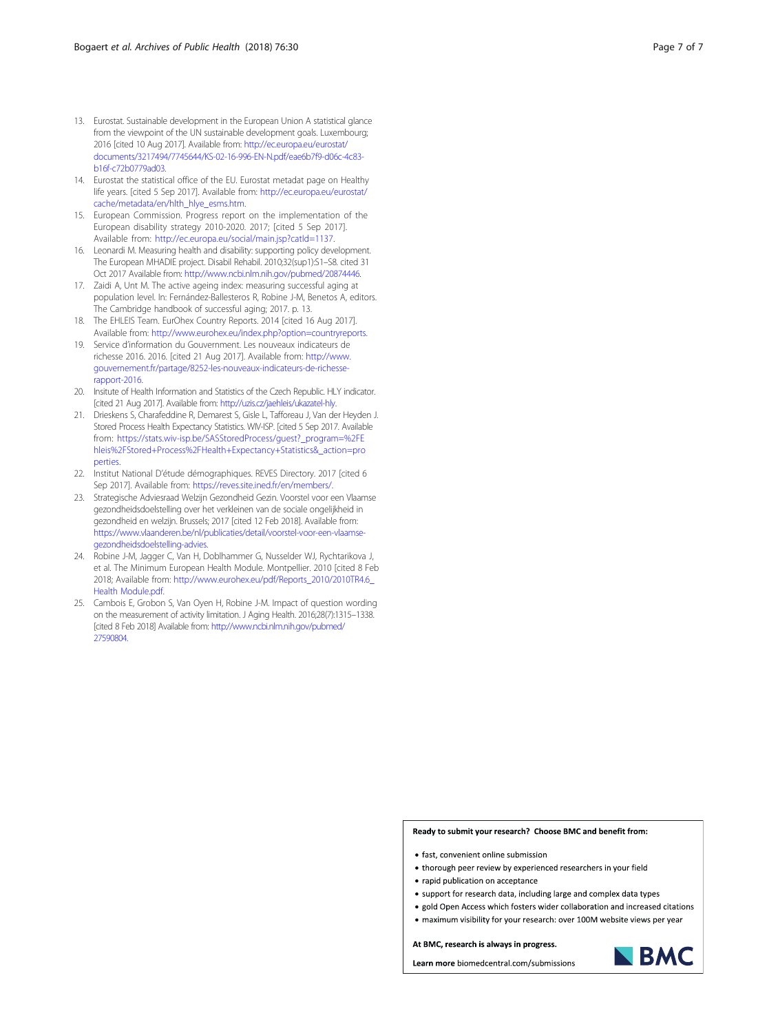13. Eurostat. Sustainable development in the European Union A statistical glance from the viewpoint of the UN sustainable development goals. Luxembourg; 2016 [cited 10 Aug 2017]. Available from: http://ec.europa.eu/eurostat/documents/3217494/7745644/KS-02-16-996-EN-N.pdf/eae6b7f9-d06c-4c83-b16f-c72b0779ad03.
14. Eurostat the statistical office of the EU. Eurostat metadat page on Healthy life years. [cited 5 Sep 2017]. Available from: http://ec.europa.eu/eurostat/cache/metadata/en/hlth_hlye_esms.htm.
15. European Commission. Progress report on the implementation of the European disability strategy 2010-2020. 2017; [cited 5 Sep 2017]. Available from: http://ec.europa.eu/social/main.jsp?catId=1137.
16. Leonardi M. Measuring health and disability: supporting policy development. The European MHADIE project. Disabil Rehabil. 2010;32(sup1):S1–S8. cited 31 Oct 2017 Available from: http://www.ncbi.nlm.nih.gov/pubmed/20874446.
17. Zaidi A, Unt M. The active ageing index: measuring successful aging at population level. In: Fernández-Ballesteros R, Robine J-M, Benetos A, editors. The Cambridge handbook of successful aging; 2017. p. 13.
18. The EHLEIS Team. EurOhex Country Reports. 2014 [cited 16 Aug 2017]. Available from: http://www.eurohex.eu/index.php?option=countryreports.
19. Service d'information du Gouvernment. Les nouveaux indicateurs de richesse 2016. 2016. [cited 21 Aug 2017]. Available from: http://www.gouvernement.fr/partage/8252-les-nouveaux-indicateurs-de-richesse-rapport-2016.
20. Insitute of Health Information and Statistics of the Czech Republic. HLY indicator. [cited 21 Aug 2017]. Available from: http://uzis.cz/jaehleis/ukazatel-hly.
21. Drieskens S, Charafeddine R, Demarest S, Gisle L, Tafforeau J, Van der Heyden J. Stored Process Health Expectancy Statistics. WIV-ISP. [cited 5 Sep 2017. Available from: https://stats.wiv-isp.be/SASStoredProcess/guest?_program=%2FEhleis%2FStored+Process%2FHealth+Expectancy+Statistics&_action=properties.
22. Institut National D'étude démographiques. REVES Directory. 2017 [cited 6 Sep 2017]. Available from: https://reves.site.ined.fr/en/members/.
23. Strategische Adviesraad Welzijn Gezondheid Gezin. Voorstel voor een Vlaamse gezondheidsdoelstelling over het verkleinen van de sociale ongelijkheid in gezondheid en welzijn. Brussels; 2017 [cited 12 Feb 2018]. Available from: https://www.vlaanderen.be/nl/publicaties/detail/voorstel-voor-een-vlaamse-gezondheidsdoelstelling-advies.
24. Robine J-M, Jagger C, Van H, Doblhammer G, Nusselder WJ, Rychtarikova J, et al. The Minimum European Health Module. Montpellier. 2010 [cited 8 Feb 2018; Available from: http://www.eurohex.eu/pdf/Reports_2010/2010TR4.6_Health Module.pdf.
25. Cambois E, Grobon S, Van Oyen H, Robine J-M. Impact of question wording on the measurement of activity limitation. J Aging Health. 2016;28(7):1315–1338. [cited 8 Feb 2018] Available from: http://www.ncbi.nlm.nih.gov/pubmed/27590804.